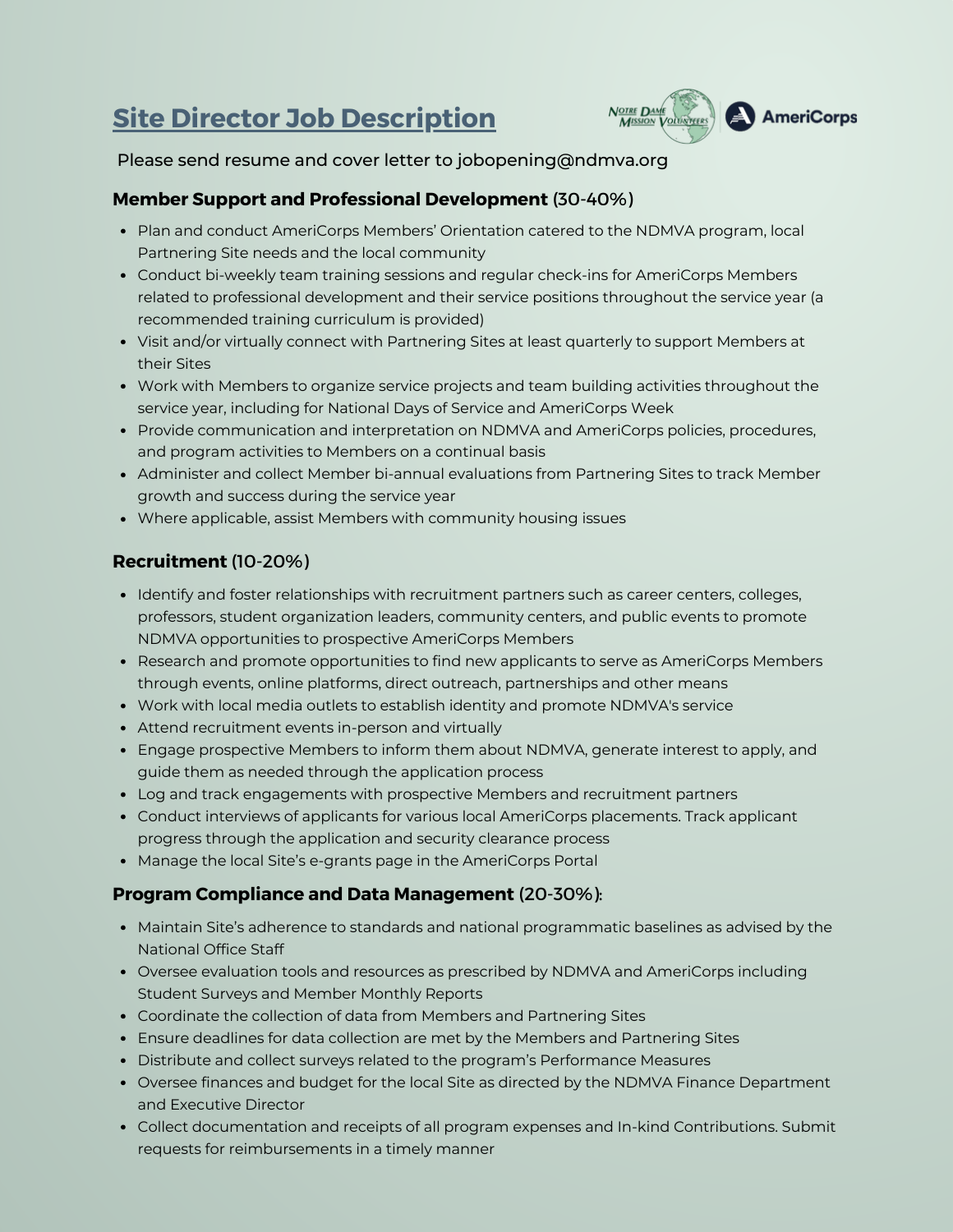# Site Director Job Description

Please send resume and cover letter to jobopening@ndmva.org

### **Member Support and Professional Development** (30-40%)

- Plan and conduct AmeriCorps Members' Orientation catered to the NDMVA program, local Partnering Site needs and the local community
- Conduct bi-weekly team training sessions and regular check-ins for AmeriCorps Members related to professional development and their service positions throughout the service year (a recommended training curriculum is provided)
- Visit and/or virtually connect with Partnering Sites at least quarterly to support Members at their Sites
- Work with Members to organize service projects and team building activities throughout the service year, including for National Days of Service and AmeriCorps Week
- Provide communication and interpretation on NDMVA and AmeriCorps policies, procedures, and program activities to Members on a continual basis
- Administer and collect Member bi-annual evaluations from Partnering Sites to track Member growth and success during the service year
- Where applicable, assist Members with community housing issues

### **Recruitment** (10-20%)

- Identify and foster relationships with recruitment partners such as career centers, colleges, professors, student organization leaders, community centers, and public events to promote NDMVA opportunities to prospective AmeriCorps Members
- Research and promote opportunities to find new applicants to serve as AmeriCorps Members through events, online platforms, direct outreach, partnerships and other means
- Work with local media outlets to establish identity and promote NDMVA's service
- Attend recruitment events in-person and virtually
- Engage prospective Members to inform them about NDMVA, generate interest to apply, and guide them as needed through the application process
- Log and track engagements with prospective Members and recruitment partners
- Conduct interviews of applicants for various local AmeriCorps placements. Track applicant progress through the application and security clearance process
- Manage the local Site's e-grants page in the AmeriCorps Portal

### **Program Compliance and Data Management** (20-30%):

- Maintain Site's adherence to standards and national programmatic baselines as advised by the National Office Staff
- Oversee evaluation tools and resources as prescribed by NDMVA and AmeriCorps including Student Surveys and Member Monthly Reports
- Coordinate the collection of data from Members and Partnering Sites
- Ensure deadlines for data collection are met by the Members and Partnering Sites
- Distribute and collect surveys related to the program's Performance Measures
- Oversee finances and budget for the local Site as directed by the NDMVA Finance Department and Executive Director
- Collect documentation and receipts of all program expenses and In-kind Contributions. Submit requests for reimbursements in a timely manner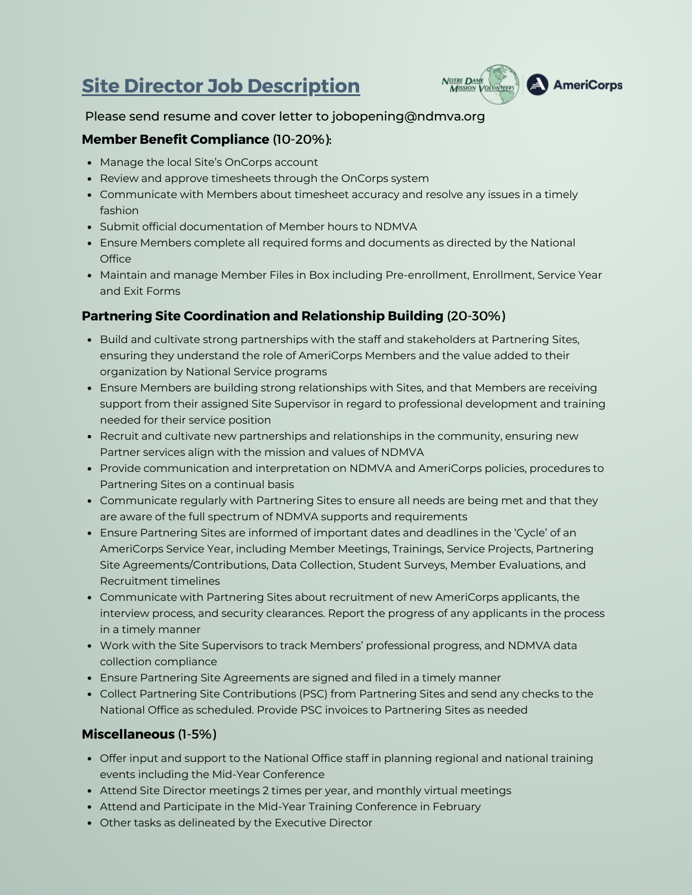# Site Director Job Description

Please send resume and cover letter to jobopening@ndmva.org

**Member Benefit Compliance** (10-20%):

- Manage the local Site's OnCorps account
- Review and approve timesheets through the OnCorps system
- Communicate with Members about timesheet accuracy and resolve any issues in a timely fashion
- Submit official documentation of Member hours to NDMVA
- Ensure Members complete all required forms and documents as directed by the National Office
- Maintain and manage Member Files in Box including Pre-enrollment, Enrollment, Service Year and Exit Forms

**Partnering Site Coordination and Relationship Building** (20-30%)

- Build and cultivate strong partnerships with the staff and stakeholders at Partnering Sites, ensuring they understand the role of AmeriCorps Members and the value added to their organization by National Service programs
- Ensure Members are building strong relationships with Sites, and that Members are receiving support from their assigned Site Supervisor in regard to professional development and training needed for their service position
- Recruit and cultivate new partnerships and relationships in the community, ensuring new Partner services align with the mission and values of NDMVA
- Provide communication and interpretation on NDMVA and AmeriCorps policies, procedures to Partnering Sites on a continual basis
- Communicate regularly with Partnering Sites to ensure all needs are being met and that they are aware of the full spectrum of NDMVA supports and requirements
- Ensure Partnering Sites are informed of important dates and deadlines in the 'Cycle' of an AmeriCorps Service Year, including Member Meetings, Trainings, Service Projects, Partnering Site Agreements/Contributions, Data Collection, Student Surveys, Member Evaluations, and Recruitment timelines
- Communicate with Partnering Sites about recruitment of new AmeriCorps applicants, the interview process, and security clearances. Report the progress of any applicants in the process in a timely manner
- Work with the Site Supervisors to track Members' professional progress, and NDMVA data collection compliance
- Ensure Partnering Site Agreements are signed and filed in a timely manner
- Collect Partnering Site Contributions (PSC) from Partnering Sites and send any checks to the National Office as scheduled. Provide PSC invoices to Partnering Sites as needed

**Miscellaneous** (1-5%)

- Offer input and support to the National Office staff in planning regional and national training events including the Mid-Year Conference
- Attend Site Director meetings 2 times per year, and monthly virtual meetings
- Attend and Participate in the Mid-Year Training Conference in February
- Other tasks as delineated by the Executive Director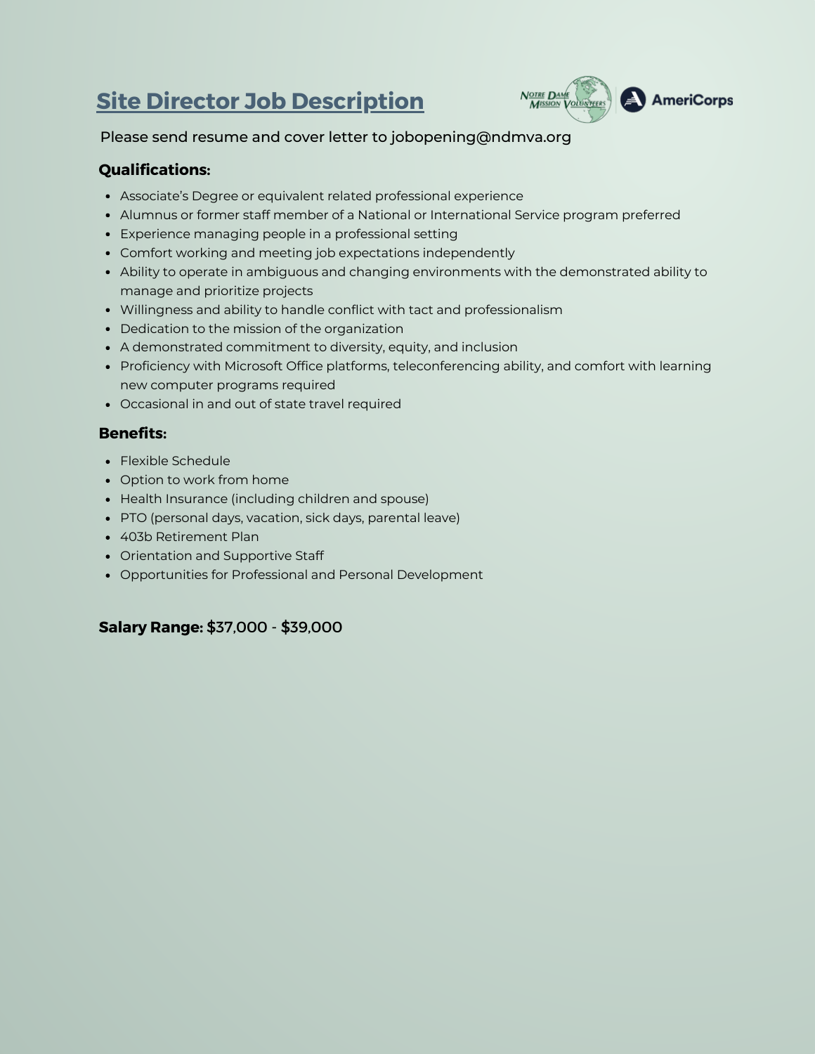# Site Director Job Description

Please send resume and cover letter to jobopening@ndmva.org

### Qualifications:

- Associate's Degree or equivalent related professional experience
- Alumnus or former staff member of a National or International Service program preferred
- Experience managing people in a professional setting
- Comfort working and meeting job expectations independently
- Ability to operate in ambiguous and changing environments with the demonstrated ability to manage and prioritize projects
- Willingness and ability to handle conflict with tact and professionalism
- Dedication to the mission of the organization
- A demonstrated commitment to diversity, equity, and inclusion
- Proficiency with Microsoft Office platforms, teleconferencing ability, and comfort with learning new computer programs required
- Occasional in and out of state travel required

### Benefits:

- Flexible Schedule
- Option to work from home
- Health Insurance (including children and spouse)
- PTO (personal days, vacation, sick days, parental leave)
- 403b Retirement Plan
- Orientation and Supportive Staff
- Opportunities for Professional and Personal Development

**Salary Range:** $37,000 - $39,000